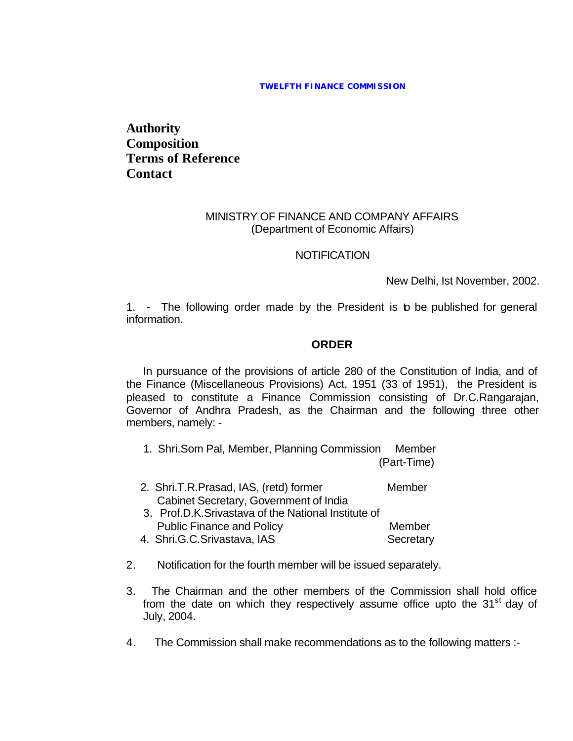**TWELFTH FINANCE COMMISSION**

**Authority**
**Composition**
**Terms of Reference**
**Contact**

MINISTRY OF FINANCE AND COMPANY AFFAIRS
(Department of Economic Affairs)

NOTIFICATION

New Delhi, Ist November, 2002.

1. - The following order made by the President is to be published for general information.

**ORDER**

In pursuance of the provisions of article 280 of the Constitution of India, and of the Finance (Miscellaneous Provisions) Act, 1951 (33 of 1951), the President is pleased to constitute a Finance Commission consisting of Dr.C.Rangarajan, Governor of Andhra Pradesh, as the Chairman and the following three other members, namely: -

1. Shri.Som Pal, Member, Planning Commission — Member (Part-Time)
2. Shri.T.R.Prasad, IAS, (retd) former Cabinet Secretary, Government of India — Member
3. Prof.D.K.Srivastava of the National Institute of Public Finance and Policy — Member
4. Shri.G.C.Srivastava, IAS — Secretary

2. Notification for the fourth member will be issued separately.

3. The Chairman and the other members of the Commission shall hold office from the date on which they respectively assume office upto the 31st day of July, 2004.

4. The Commission shall make recommendations as to the following matters :-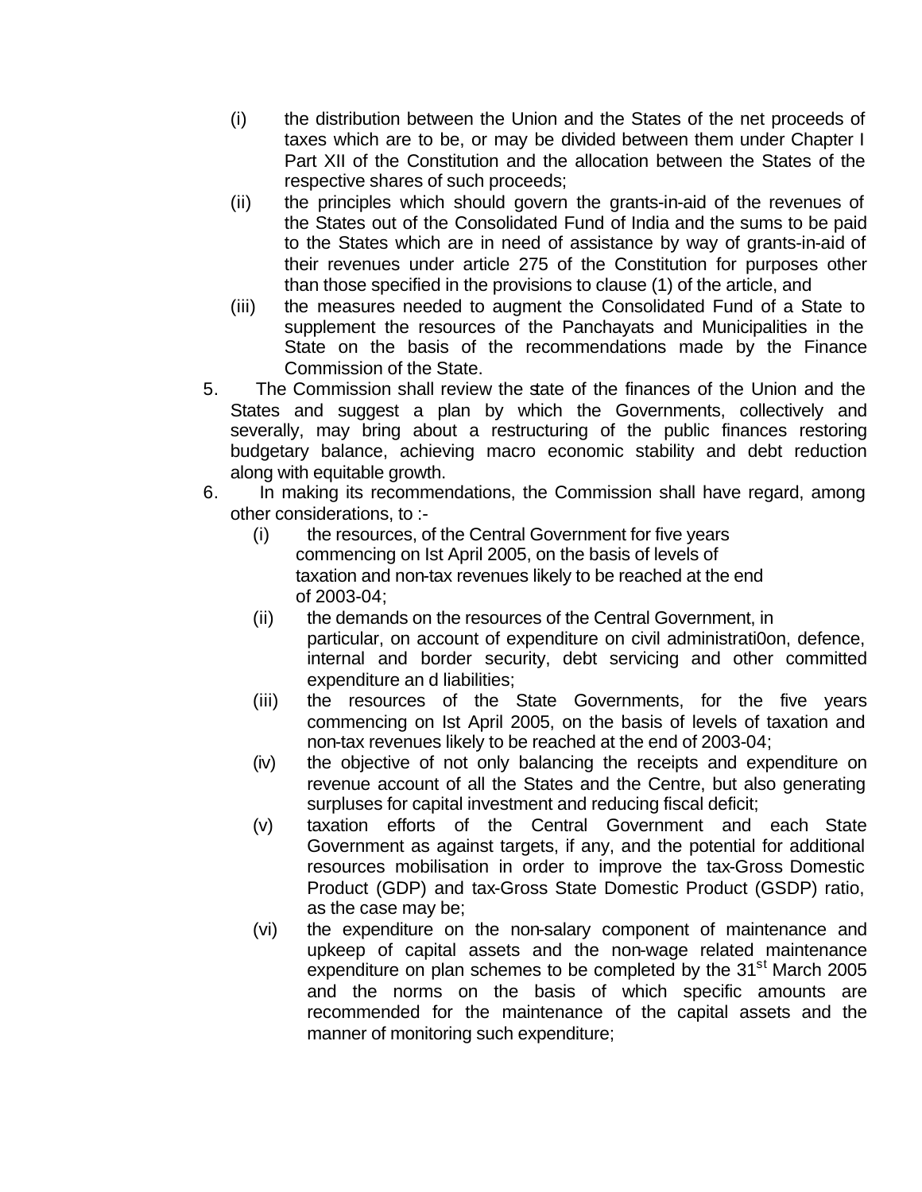(i) the distribution between the Union and the States of the net proceeds of taxes which are to be, or may be divided between them under Chapter I Part XII of the Constitution and the allocation between the States of the respective shares of such proceeds;

(ii) the principles which should govern the grants-in-aid of the revenues of the States out of the Consolidated Fund of India and the sums to be paid to the States which are in need of assistance by way of grants-in-aid of their revenues under article 275 of the Constitution for purposes other than those specified in the provisions to clause (1) of the article, and

(iii) the measures needed to augment the Consolidated Fund of a State to supplement the resources of the Panchayats and Municipalities in the State on the basis of the recommendations made by the Finance Commission of the State.

5. The Commission shall review the state of the finances of the Union and the States and suggest a plan by which the Governments, collectively and severally, may bring about a restructuring of the public finances restoring budgetary balance, achieving macro economic stability and debt reduction along with equitable growth.

6. In making its recommendations, the Commission shall have regard, among other considerations, to :-

(i) the resources, of the Central Government for five years commencing on Ist April 2005, on the basis of levels of taxation and non-tax revenues likely to be reached at the end of 2003-04;

(ii) the demands on the resources of the Central Government, in particular, on account of expenditure on civil administrati0on, defence, internal and border security, debt servicing and other committed expenditure an d liabilities;

(iii) the resources of the State Governments, for the five years commencing on Ist April 2005, on the basis of levels of taxation and non-tax revenues likely to be reached at the end of 2003-04;

(iv) the objective of not only balancing the receipts and expenditure on revenue account of all the States and the Centre, but also generating surpluses for capital investment and reducing fiscal deficit;

(v) taxation efforts of the Central Government and each State Government as against targets, if any, and the potential for additional resources mobilisation in order to improve the tax-Gross Domestic Product (GDP) and tax-Gross State Domestic Product (GSDP) ratio, as the case may be;

(vi) the expenditure on the non-salary component of maintenance and upkeep of capital assets and the non-wage related maintenance expenditure on plan schemes to be completed by the 31st March 2005 and the norms on the basis of which specific amounts are recommended for the maintenance of the capital assets and the manner of monitoring such expenditure;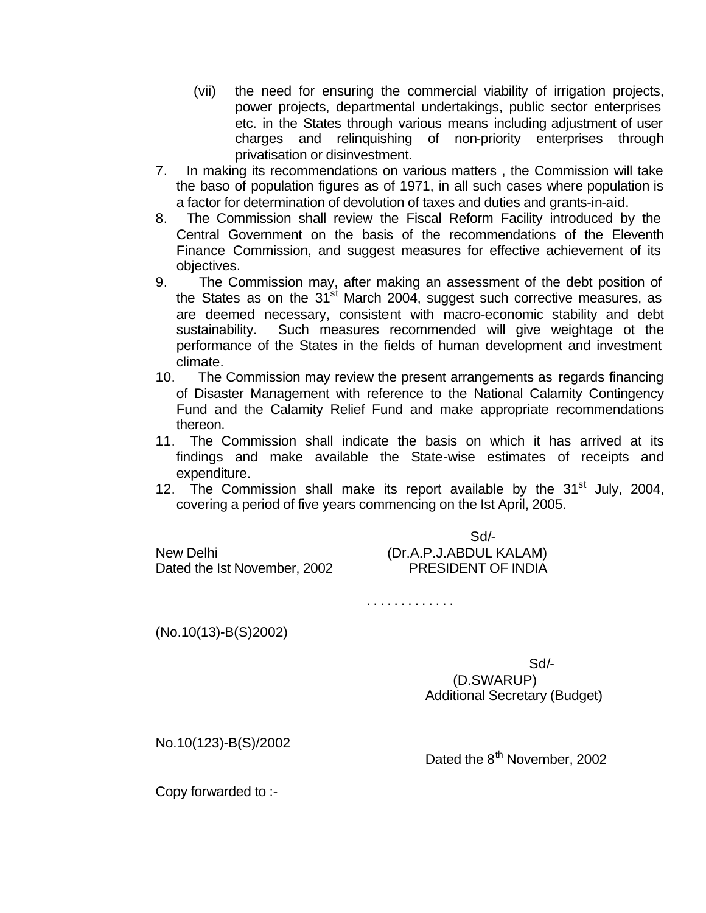(vii) the need for ensuring the commercial viability of irrigation projects, power projects, departmental undertakings, public sector enterprises etc. in the States through various means including adjustment of user charges and relinquishing of non-priority enterprises through privatisation or disinvestment.

7. In making its recommendations on various matters , the Commission will take the baso of population figures as of 1971, in all such cases where population is a factor for determination of devolution of taxes and duties and grants-in-aid.
8. The Commission shall review the Fiscal Reform Facility introduced by the Central Government on the basis of the recommendations of the Eleventh Finance Commission, and suggest measures for effective achievement of its objectives.
9. The Commission may, after making an assessment of the debt position of the States as on the 31st March 2004, suggest such corrective measures, as are deemed necessary, consistent with macro-economic stability and debt sustainability. Such measures recommended will give weightage ot the performance of the States in the fields of human development and investment climate.
10. The Commission may review the present arrangements as regards financing of Disaster Management with reference to the National Calamity Contingency Fund and the Calamity Relief Fund and make appropriate recommendations thereon.
11. The Commission shall indicate the basis on which it has arrived at its findings and make available the State-wise estimates of receipts and expenditure.
12. The Commission shall make its report available by the 31st July, 2004, covering a period of five years commencing on the Ist April, 2005.

Sd/-
(Dr.A.P.J.ABDUL KALAM)
PRESIDENT OF INDIA

New Delhi
Dated the Ist November, 2002

. . . . . . . . . . . .

(No.10(13)-B(S)2002)

Sd/-
(D.SWARUP)
Additional Secretary (Budget)

No.10(123)-B(S)/2002

Dated the 8th November, 2002

Copy forwarded to :-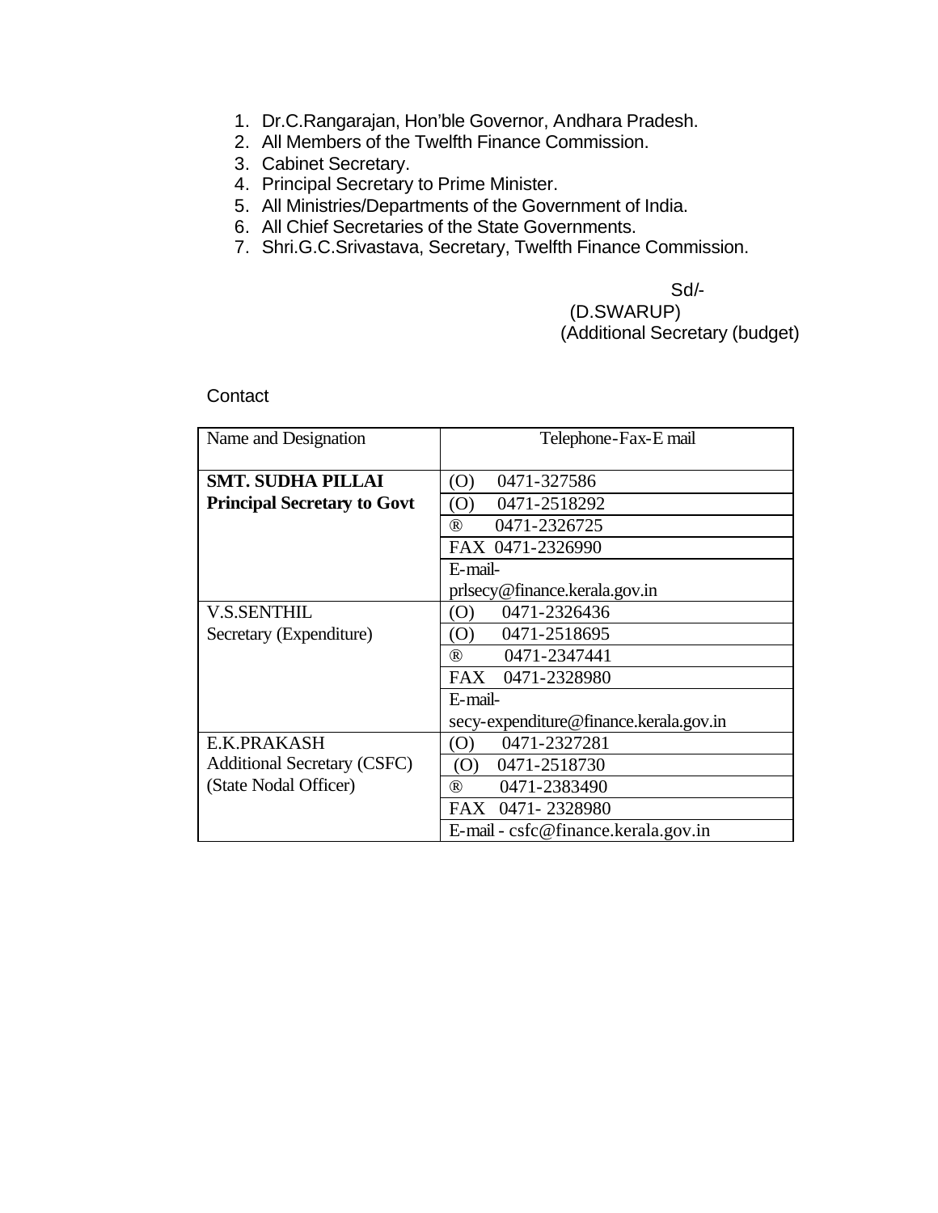1. Dr.C.Rangarajan, Hon'ble Governor, Andhara Pradesh.
2. All Members of the Twelfth Finance Commission.
3. Cabinet Secretary.
4. Principal Secretary to Prime Minister.
5. All Ministries/Departments of the Government of India.
6. All Chief Secretaries of the State Governments.
7. Shri.G.C.Srivastava, Secretary, Twelfth Finance Commission.

Sd/-
(D.SWARUP)
(Additional Secretary (budget)

Contact

| Name and Designation | Telephone-Fax-E mail |
|---|---|
| **SMT. SUDHA PILLAI** | (O) 0471-327586 |
| **Principal Secretary to Govt** | (O) 0471-2518292 |
| | ® 0471-2326725 |
| | FAX 0471-2326990 |
| | E-mail- prlsecy@finance.kerala.gov.in |
| V.S.SENTHIL | (O) 0471-2326436 |
| Secretary (Expenditure) | (O) 0471-2518695 |
| | ® 0471-2347441 |
| | FAX 0471-2328980 |
| | E-mail- secy-expenditure@finance.kerala.gov.in |
| E.K.PRAKASH | (O) 0471-2327281 |
| Additional Secretary (CSFC) | (O) 0471-2518730 |
| (State Nodal Officer) | ® 0471-2383490 |
| | FAX 0471- 2328980 |
| | E-mail - csfc@finance.kerala.gov.in |